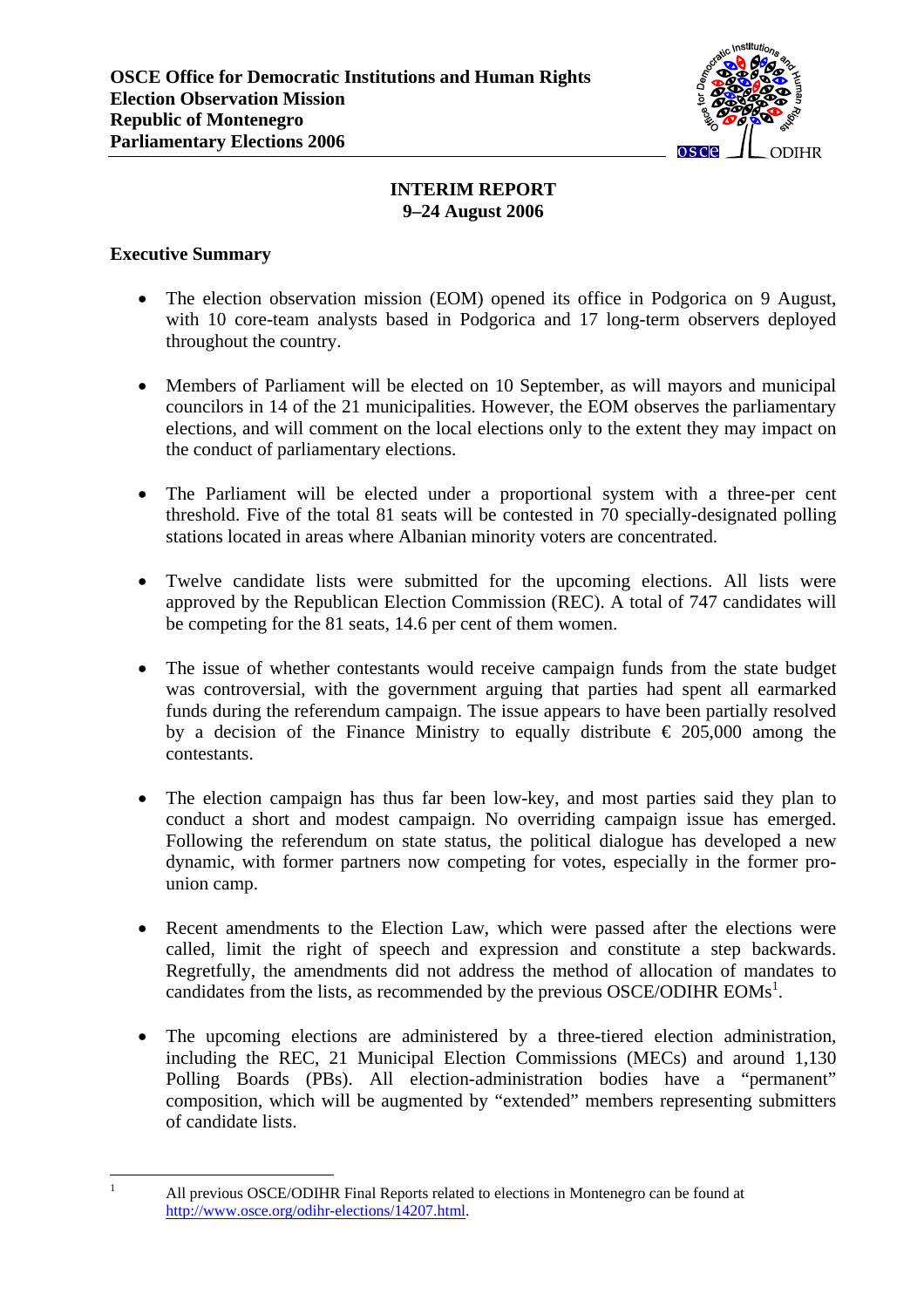**OSCE Office for Democratic Institutions and Human Rights**
**Election Observation Mission**
**Republic of Montenegro**
**Parliamentary Elections 2006**

# INTERIM REPORT
## 9–24 August 2006

### Executive Summary

- The election observation mission (EOM) opened its office in Podgorica on 9 August, with 10 core-team analysts based in Podgorica and 17 long-term observers deployed throughout the country.

- Members of Parliament will be elected on 10 September, as will mayors and municipal councilors in 14 of the 21 municipalities. However, the EOM observes the parliamentary elections, and will comment on the local elections only to the extent they may impact on the conduct of parliamentary elections.

- The Parliament will be elected under a proportional system with a three-per cent threshold. Five of the total 81 seats will be contested in 70 specially-designated polling stations located in areas where Albanian minority voters are concentrated.

- Twelve candidate lists were submitted for the upcoming elections. All lists were approved by the Republican Election Commission (REC). A total of 747 candidates will be competing for the 81 seats, 14.6 per cent of them women.

- The issue of whether contestants would receive campaign funds from the state budget was controversial, with the government arguing that parties had spent all earmarked funds during the referendum campaign. The issue appears to have been partially resolved by a decision of the Finance Ministry to equally distribute € 205,000 among the contestants.

- The election campaign has thus far been low-key, and most parties said they plan to conduct a short and modest campaign. No overriding campaign issue has emerged. Following the referendum on state status, the political dialogue has developed a new dynamic, with former partners now competing for votes, especially in the former pro-union camp.

- Recent amendments to the Election Law, which were passed after the elections were called, limit the right of speech and expression and constitute a step backwards. Regretfully, the amendments did not address the method of allocation of mandates to candidates from the lists, as recommended by the previous OSCE/ODIHR EOMs[1].

- The upcoming elections are administered by a three-tiered election administration, including the REC, 21 Municipal Election Commissions (MECs) and around 1,130 Polling Boards (PBs). All election-administration bodies have a "permanent" composition, which will be augmented by "extended" members representing submitters of candidate lists.

---

[1] All previous OSCE/ODIHR Final Reports related to elections in Montenegro can be found at http://www.osce.org/odihr-elections/14207.html.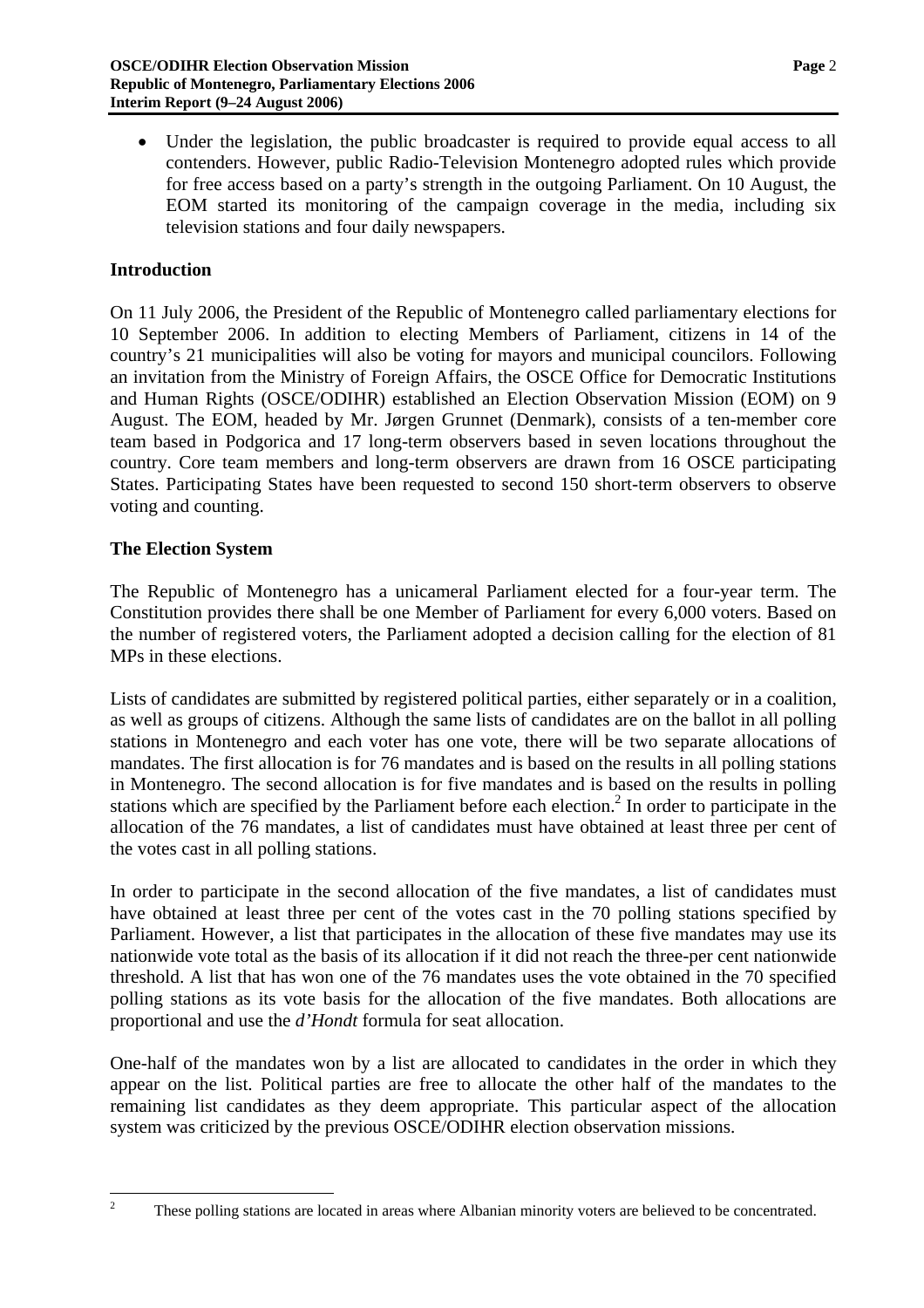- Under the legislation, the public broadcaster is required to provide equal access to all contenders. However, public Radio-Television Montenegro adopted rules which provide for free access based on a party's strength in the outgoing Parliament. On 10 August, the EOM started its monitoring of the campaign coverage in the media, including six television stations and four daily newspapers.

## Introduction

On 11 July 2006, the President of the Republic of Montenegro called parliamentary elections for 10 September 2006. In addition to electing Members of Parliament, citizens in 14 of the country's 21 municipalities will also be voting for mayors and municipal councilors. Following an invitation from the Ministry of Foreign Affairs, the OSCE Office for Democratic Institutions and Human Rights (OSCE/ODIHR) established an Election Observation Mission (EOM) on 9 August. The EOM, headed by Mr. Jørgen Grunnet (Denmark), consists of a ten-member core team based in Podgorica and 17 long-term observers based in seven locations throughout the country. Core team members and long-term observers are drawn from 16 OSCE participating States. Participating States have been requested to second 150 short-term observers to observe voting and counting.

## The Election System

The Republic of Montenegro has a unicameral Parliament elected for a four-year term. The Constitution provides there shall be one Member of Parliament for every 6,000 voters. Based on the number of registered voters, the Parliament adopted a decision calling for the election of 81 MPs in these elections.

Lists of candidates are submitted by registered political parties, either separately or in a coalition, as well as groups of citizens. Although the same lists of candidates are on the ballot in all polling stations in Montenegro and each voter has one vote, there will be two separate allocations of mandates. The first allocation is for 76 mandates and is based on the results in all polling stations in Montenegro. The second allocation is for five mandates and is based on the results in polling stations which are specified by the Parliament before each election.[2] In order to participate in the allocation of the 76 mandates, a list of candidates must have obtained at least three per cent of the votes cast in all polling stations.

In order to participate in the second allocation of the five mandates, a list of candidates must have obtained at least three per cent of the votes cast in the 70 polling stations specified by Parliament. However, a list that participates in the allocation of these five mandates may use its nationwide vote total as the basis of its allocation if it did not reach the three-per cent nationwide threshold. A list that has won one of the 76 mandates uses the vote obtained in the 70 specified polling stations as its vote basis for the allocation of the five mandates. Both allocations are proportional and use the *d'Hondt* formula for seat allocation.

One-half of the mandates won by a list are allocated to candidates in the order in which they appear on the list. Political parties are free to allocate the other half of the mandates to the remaining list candidates as they deem appropriate. This particular aspect of the allocation system was criticized by the previous OSCE/ODIHR election observation missions.

---

[2] These polling stations are located in areas where Albanian minority voters are believed to be concentrated.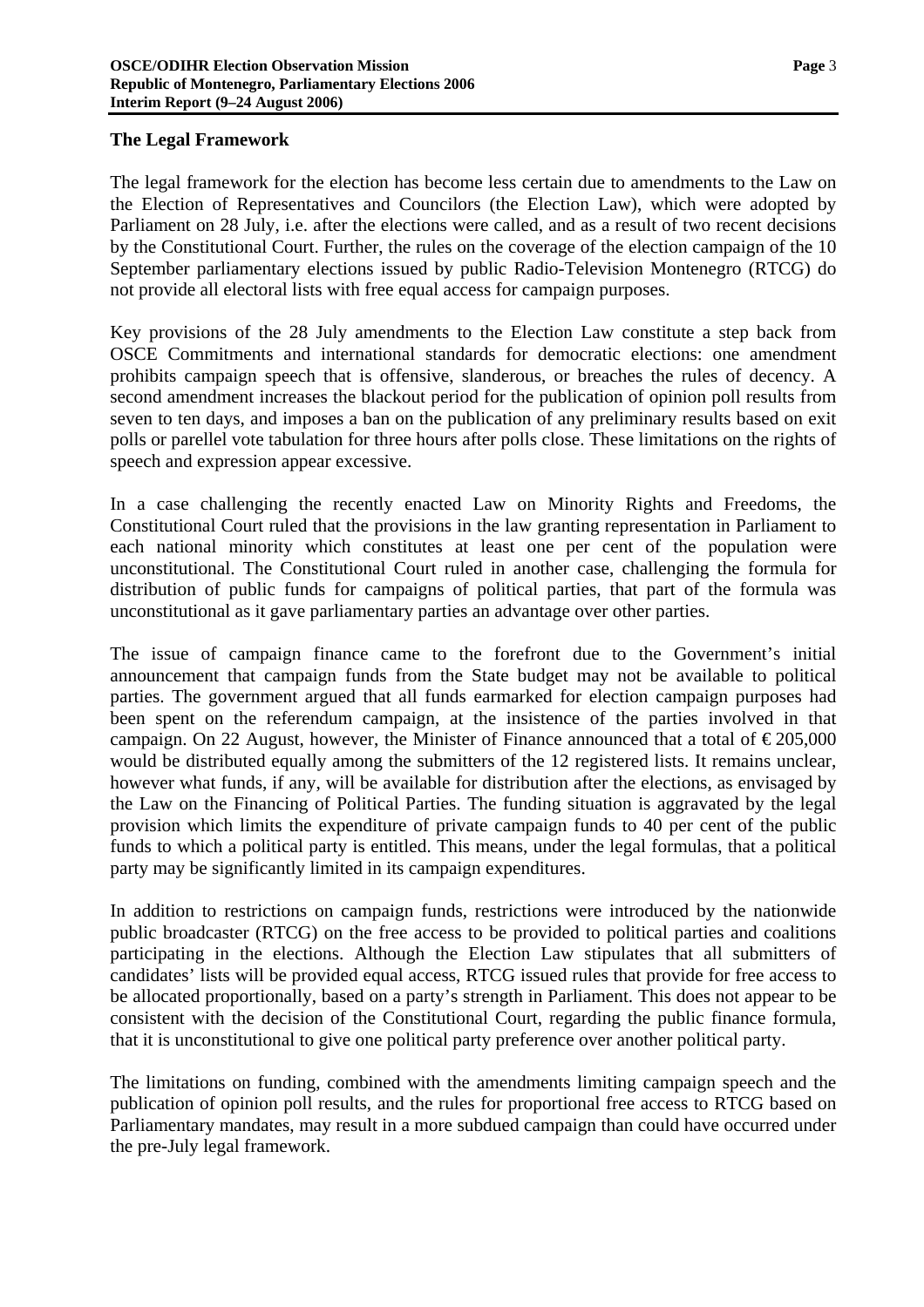## The Legal Framework

The legal framework for the election has become less certain due to amendments to the Law on the Election of Representatives and Councilors (the Election Law), which were adopted by Parliament on 28 July, i.e. after the elections were called, and as a result of two recent decisions by the Constitutional Court. Further, the rules on the coverage of the election campaign of the 10 September parliamentary elections issued by public Radio-Television Montenegro (RTCG) do not provide all electoral lists with free equal access for campaign purposes.

Key provisions of the 28 July amendments to the Election Law constitute a step back from OSCE Commitments and international standards for democratic elections: one amendment prohibits campaign speech that is offensive, slanderous, or breaches the rules of decency. A second amendment increases the blackout period for the publication of opinion poll results from seven to ten days, and imposes a ban on the publication of any preliminary results based on exit polls or parellel vote tabulation for three hours after polls close. These limitations on the rights of speech and expression appear excessive.

In a case challenging the recently enacted Law on Minority Rights and Freedoms, the Constitutional Court ruled that the provisions in the law granting representation in Parliament to each national minority which constitutes at least one per cent of the population were unconstitutional. The Constitutional Court ruled in another case, challenging the formula for distribution of public funds for campaigns of political parties, that part of the formula was unconstitutional as it gave parliamentary parties an advantage over other parties.

The issue of campaign finance came to the forefront due to the Government's initial announcement that campaign funds from the State budget may not be available to political parties. The government argued that all funds earmarked for election campaign purposes had been spent on the referendum campaign, at the insistence of the parties involved in that campaign. On 22 August, however, the Minister of Finance announced that a total of € 205,000 would be distributed equally among the submitters of the 12 registered lists. It remains unclear, however what funds, if any, will be available for distribution after the elections, as envisaged by the Law on the Financing of Political Parties. The funding situation is aggravated by the legal provision which limits the expenditure of private campaign funds to 40 per cent of the public funds to which a political party is entitled. This means, under the legal formulas, that a political party may be significantly limited in its campaign expenditures.

In addition to restrictions on campaign funds, restrictions were introduced by the nationwide public broadcaster (RTCG) on the free access to be provided to political parties and coalitions participating in the elections. Although the Election Law stipulates that all submitters of candidates' lists will be provided equal access, RTCG issued rules that provide for free access to be allocated proportionally, based on a party's strength in Parliament. This does not appear to be consistent with the decision of the Constitutional Court, regarding the public finance formula, that it is unconstitutional to give one political party preference over another political party.

The limitations on funding, combined with the amendments limiting campaign speech and the publication of opinion poll results, and the rules for proportional free access to RTCG based on Parliamentary mandates, may result in a more subdued campaign than could have occurred under the pre-July legal framework.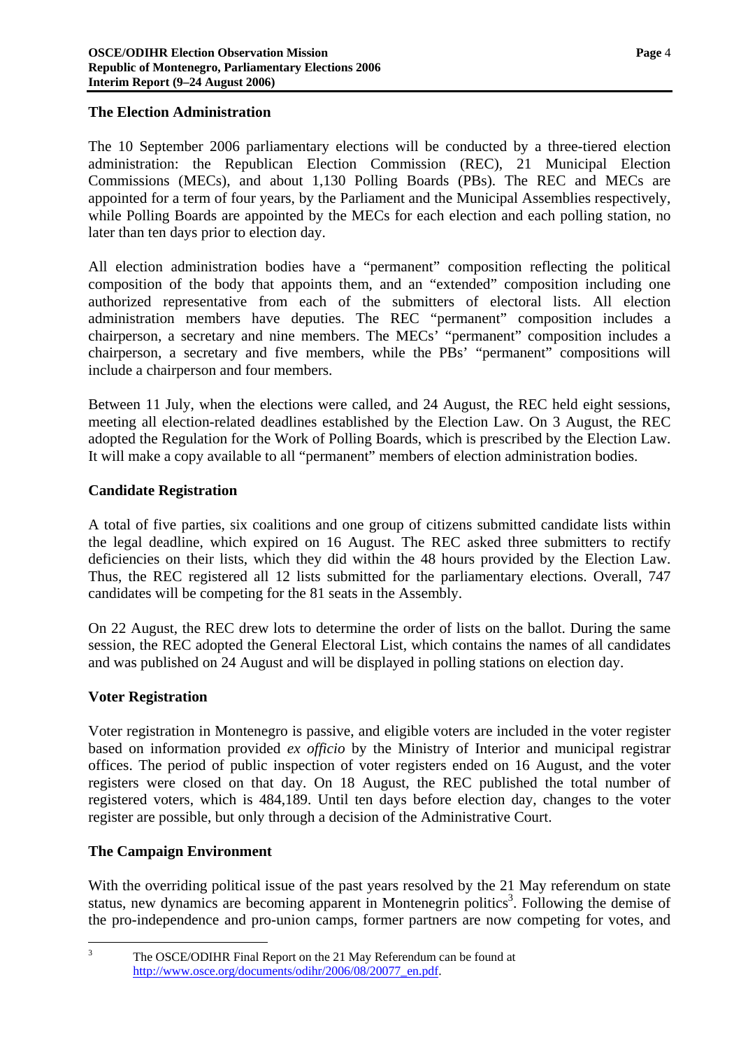## The Election Administration

The 10 September 2006 parliamentary elections will be conducted by a three-tiered election administration: the Republican Election Commission (REC), 21 Municipal Election Commissions (MECs), and about 1,130 Polling Boards (PBs). The REC and MECs are appointed for a term of four years, by the Parliament and the Municipal Assemblies respectively, while Polling Boards are appointed by the MECs for each election and each polling station, no later than ten days prior to election day.

All election administration bodies have a "permanent" composition reflecting the political composition of the body that appoints them, and an "extended" composition including one authorized representative from each of the submitters of electoral lists. All election administration members have deputies. The REC "permanent" composition includes a chairperson, a secretary and nine members. The MECs' "permanent" composition includes a chairperson, a secretary and five members, while the PBs' "permanent" compositions will include a chairperson and four members.

Between 11 July, when the elections were called, and 24 August, the REC held eight sessions, meeting all election-related deadlines established by the Election Law. On 3 August, the REC adopted the Regulation for the Work of Polling Boards, which is prescribed by the Election Law. It will make a copy available to all "permanent" members of election administration bodies.

## Candidate Registration

A total of five parties, six coalitions and one group of citizens submitted candidate lists within the legal deadline, which expired on 16 August. The REC asked three submitters to rectify deficiencies on their lists, which they did within the 48 hours provided by the Election Law. Thus, the REC registered all 12 lists submitted for the parliamentary elections. Overall, 747 candidates will be competing for the 81 seats in the Assembly.

On 22 August, the REC drew lots to determine the order of lists on the ballot. During the same session, the REC adopted the General Electoral List, which contains the names of all candidates and was published on 24 August and will be displayed in polling stations on election day.

## Voter Registration

Voter registration in Montenegro is passive, and eligible voters are included in the voter register based on information provided *ex officio* by the Ministry of Interior and municipal registrar offices. The period of public inspection of voter registers ended on 16 August, and the voter registers were closed on that day. On 18 August, the REC published the total number of registered voters, which is 484,189. Until ten days before election day, changes to the voter register are possible, but only through a decision of the Administrative Court.

## The Campaign Environment

With the overriding political issue of the past years resolved by the 21 May referendum on state status, new dynamics are becoming apparent in Montenegrin politics[3]. Following the demise of the pro-independence and pro-union camps, former partners are now competing for votes, and

---

[3] The OSCE/ODIHR Final Report on the 21 May Referendum can be found at http://www.osce.org/documents/odihr/2006/08/20077_en.pdf.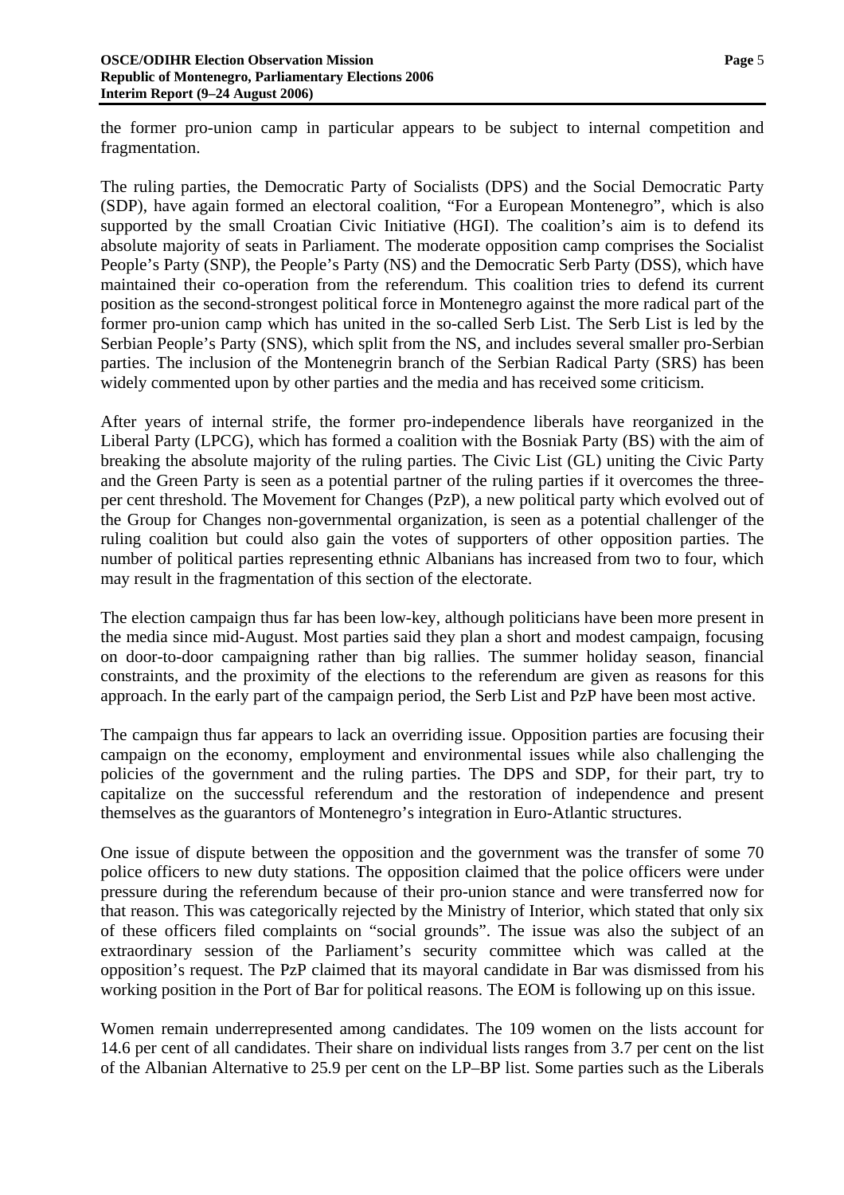the former pro-union camp in particular appears to be subject to internal competition and fragmentation.

The ruling parties, the Democratic Party of Socialists (DPS) and the Social Democratic Party (SDP), have again formed an electoral coalition, "For a European Montenegro", which is also supported by the small Croatian Civic Initiative (HGI). The coalition's aim is to defend its absolute majority of seats in Parliament. The moderate opposition camp comprises the Socialist People's Party (SNP), the People's Party (NS) and the Democratic Serb Party (DSS), which have maintained their co-operation from the referendum. This coalition tries to defend its current position as the second-strongest political force in Montenegro against the more radical part of the former pro-union camp which has united in the so-called Serb List. The Serb List is led by the Serbian People's Party (SNS), which split from the NS, and includes several smaller pro-Serbian parties. The inclusion of the Montenegrin branch of the Serbian Radical Party (SRS) has been widely commented upon by other parties and the media and has received some criticism.

After years of internal strife, the former pro-independence liberals have reorganized in the Liberal Party (LPCG), which has formed a coalition with the Bosniak Party (BS) with the aim of breaking the absolute majority of the ruling parties. The Civic List (GL) uniting the Civic Party and the Green Party is seen as a potential partner of the ruling parties if it overcomes the three-per cent threshold. The Movement for Changes (PzP), a new political party which evolved out of the Group for Changes non-governmental organization, is seen as a potential challenger of the ruling coalition but could also gain the votes of supporters of other opposition parties. The number of political parties representing ethnic Albanians has increased from two to four, which may result in the fragmentation of this section of the electorate.

The election campaign thus far has been low-key, although politicians have been more present in the media since mid-August. Most parties said they plan a short and modest campaign, focusing on door-to-door campaigning rather than big rallies. The summer holiday season, financial constraints, and the proximity of the elections to the referendum are given as reasons for this approach. In the early part of the campaign period, the Serb List and PzP have been most active.

The campaign thus far appears to lack an overriding issue. Opposition parties are focusing their campaign on the economy, employment and environmental issues while also challenging the policies of the government and the ruling parties. The DPS and SDP, for their part, try to capitalize on the successful referendum and the restoration of independence and present themselves as the guarantors of Montenegro's integration in Euro-Atlantic structures.

One issue of dispute between the opposition and the government was the transfer of some 70 police officers to new duty stations. The opposition claimed that the police officers were under pressure during the referendum because of their pro-union stance and were transferred now for that reason. This was categorically rejected by the Ministry of Interior, which stated that only six of these officers filed complaints on "social grounds". The issue was also the subject of an extraordinary session of the Parliament's security committee which was called at the opposition's request. The PzP claimed that its mayoral candidate in Bar was dismissed from his working position in the Port of Bar for political reasons. The EOM is following up on this issue.

Women remain underrepresented among candidates. The 109 women on the lists account for 14.6 per cent of all candidates. Their share on individual lists ranges from 3.7 per cent on the list of the Albanian Alternative to 25.9 per cent on the LP–BP list. Some parties such as the Liberals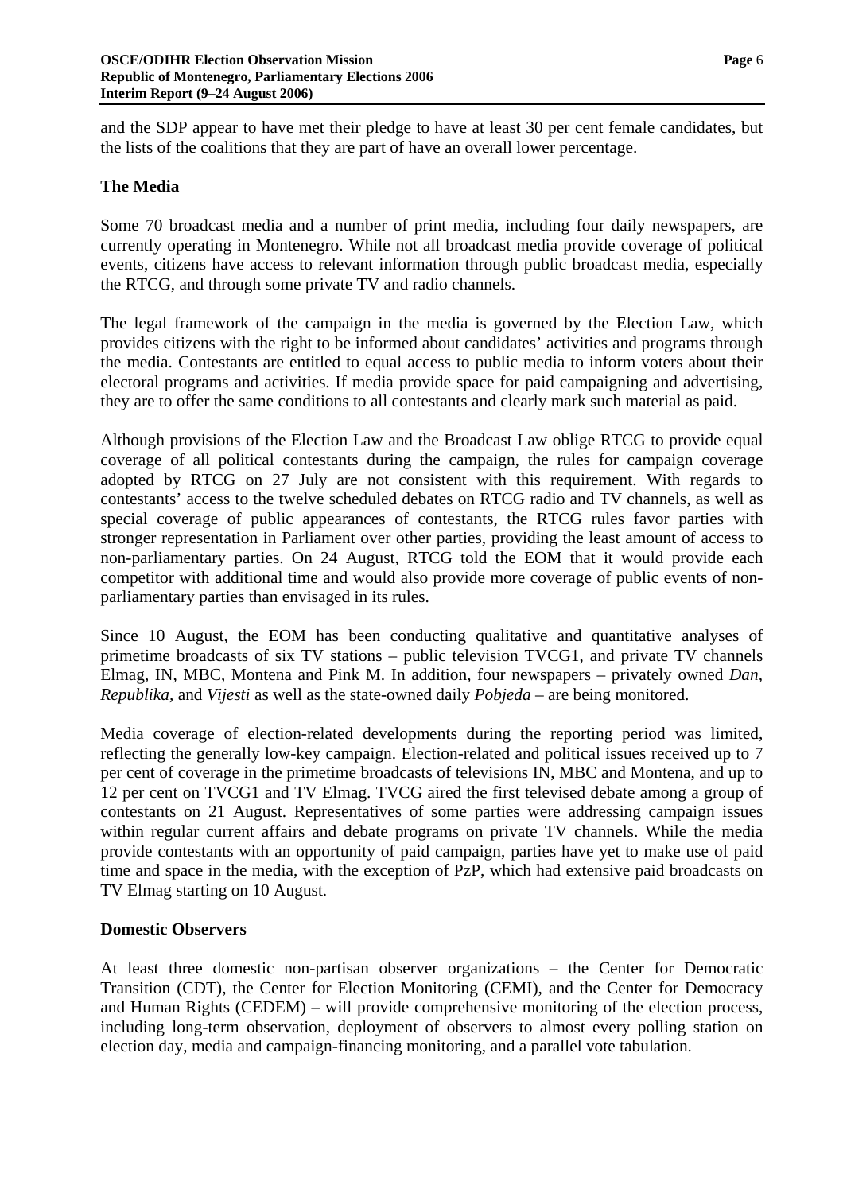and the SDP appear to have met their pledge to have at least 30 per cent female candidates, but the lists of the coalitions that they are part of have an overall lower percentage.

## The Media

Some 70 broadcast media and a number of print media, including four daily newspapers, are currently operating in Montenegro. While not all broadcast media provide coverage of political events, citizens have access to relevant information through public broadcast media, especially the RTCG, and through some private TV and radio channels.

The legal framework of the campaign in the media is governed by the Election Law, which provides citizens with the right to be informed about candidates' activities and programs through the media. Contestants are entitled to equal access to public media to inform voters about their electoral programs and activities. If media provide space for paid campaigning and advertising, they are to offer the same conditions to all contestants and clearly mark such material as paid.

Although provisions of the Election Law and the Broadcast Law oblige RTCG to provide equal coverage of all political contestants during the campaign, the rules for campaign coverage adopted by RTCG on 27 July are not consistent with this requirement. With regards to contestants' access to the twelve scheduled debates on RTCG radio and TV channels, as well as special coverage of public appearances of contestants, the RTCG rules favor parties with stronger representation in Parliament over other parties, providing the least amount of access to non-parliamentary parties. On 24 August, RTCG told the EOM that it would provide each competitor with additional time and would also provide more coverage of public events of non-parliamentary parties than envisaged in its rules.

Since 10 August, the EOM has been conducting qualitative and quantitative analyses of primetime broadcasts of six TV stations – public television TVCG1, and private TV channels Elmag, IN, MBC, Montena and Pink M. In addition, four newspapers – privately owned *Dan*, *Republika*, and *Vijesti* as well as the state-owned daily *Pobjeda* – are being monitored.

Media coverage of election-related developments during the reporting period was limited, reflecting the generally low-key campaign. Election-related and political issues received up to 7 per cent of coverage in the primetime broadcasts of televisions IN, MBC and Montena, and up to 12 per cent on TVCG1 and TV Elmag. TVCG aired the first televised debate among a group of contestants on 21 August. Representatives of some parties were addressing campaign issues within regular current affairs and debate programs on private TV channels. While the media provide contestants with an opportunity of paid campaign, parties have yet to make use of paid time and space in the media, with the exception of PzP, which had extensive paid broadcasts on TV Elmag starting on 10 August.

## Domestic Observers

At least three domestic non-partisan observer organizations – the Center for Democratic Transition (CDT), the Center for Election Monitoring (CEMI), and the Center for Democracy and Human Rights (CEDEM) – will provide comprehensive monitoring of the election process, including long-term observation, deployment of observers to almost every polling station on election day, media and campaign-financing monitoring, and a parallel vote tabulation.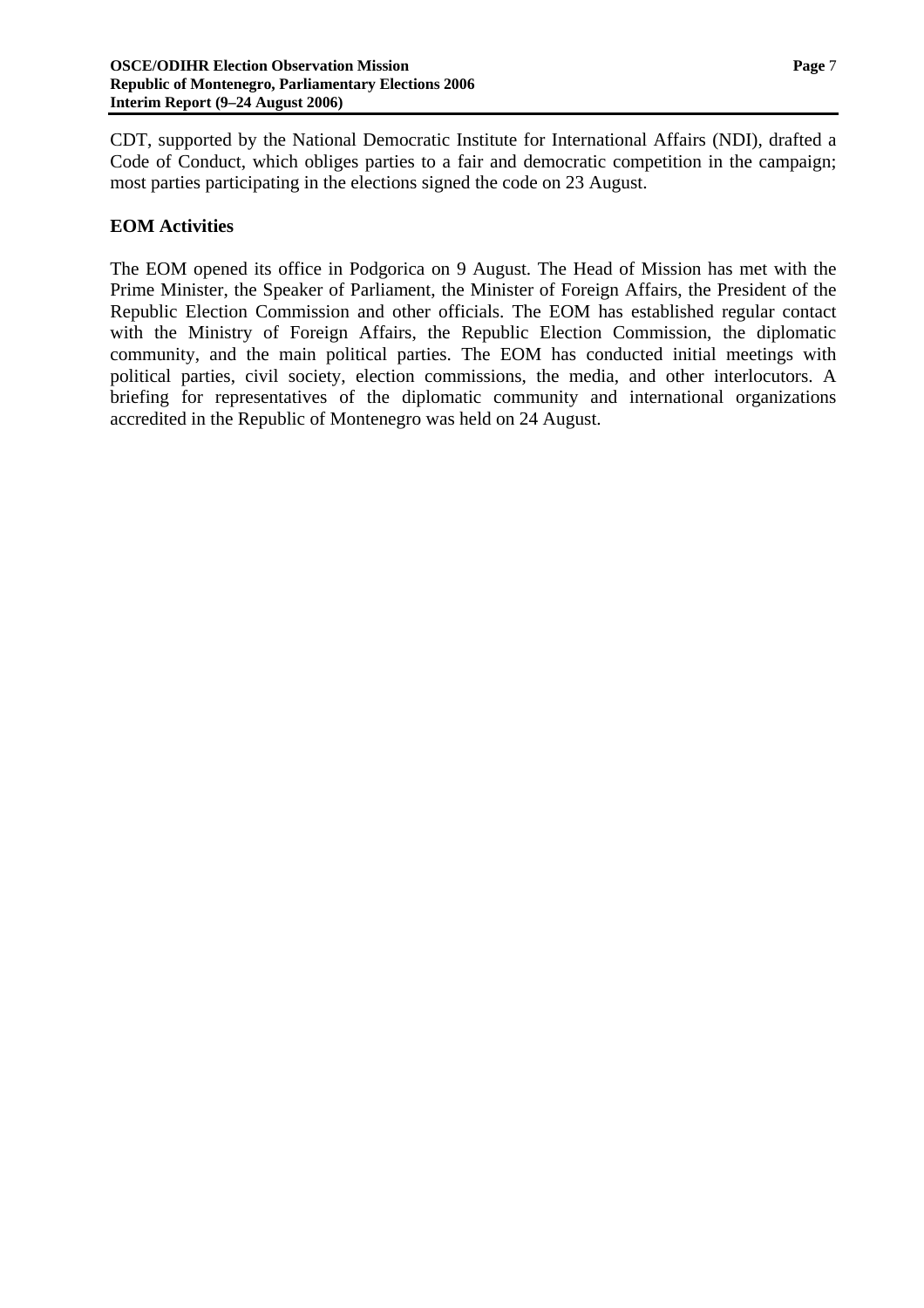CDT, supported by the National Democratic Institute for International Affairs (NDI), drafted a Code of Conduct, which obliges parties to a fair and democratic competition in the campaign; most parties participating in the elections signed the code on 23 August.

## EOM Activities

The EOM opened its office in Podgorica on 9 August. The Head of Mission has met with the Prime Minister, the Speaker of Parliament, the Minister of Foreign Affairs, the President of the Republic Election Commission and other officials. The EOM has established regular contact with the Ministry of Foreign Affairs, the Republic Election Commission, the diplomatic community, and the main political parties. The EOM has conducted initial meetings with political parties, civil society, election commissions, the media, and other interlocutors. A briefing for representatives of the diplomatic community and international organizations accredited in the Republic of Montenegro was held on 24 August.